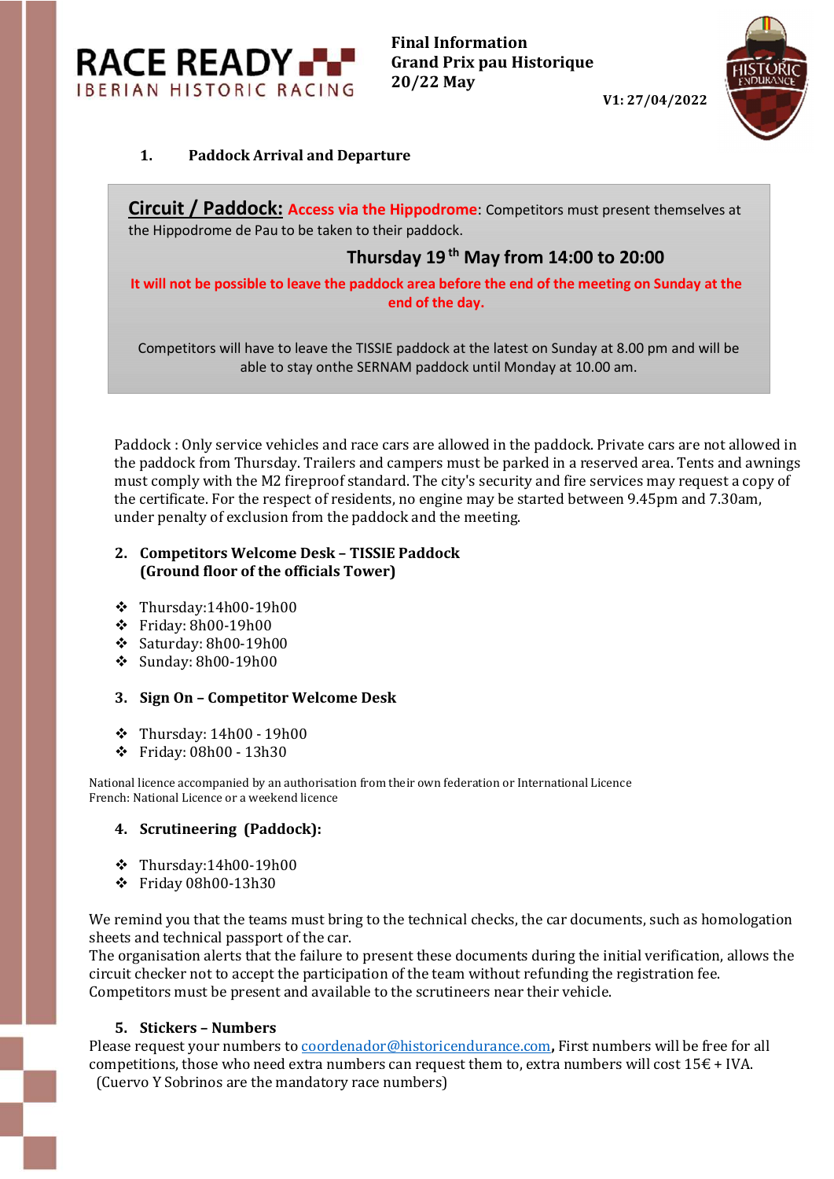**RACE READY**
IBERIAN HISTORIC RACING

**Final Information**
**Grand Prix pau Historique**
**20/22 May**

**V1: 27/04/2022**

HISTORIC ENDURANCE

## 1. Paddock Arrival and Departure

**Circuit / Paddock:** **Access via the Hippodrome**: Competitors must present themselves at the Hippodrome de Pau to be taken to their paddock.

**Thursday 19th May from 14:00 to 20:00**

**It will not be possible to leave the paddock area before the end of the meeting on Sunday at the end of the day.**

Competitors will have to leave the TISSIE paddock at the latest on Sunday at 8.00 pm and will be able to stay onthe SERNAM paddock until Monday at 10.00 am.

Paddock : Only service vehicles and race cars are allowed in the paddock. Private cars are not allowed in the paddock from Thursday. Trailers and campers must be parked in a reserved area. Tents and awnings must comply with the M2 fireproof standard. The city's security and fire services may request a copy of the certificate. For the respect of residents, no engine may be started between 9.45pm and 7.30am, under penalty of exclusion from the paddock and the meeting.

## 2. Competitors Welcome Desk – TISSIE Paddock (Ground floor of the officials Tower)

- Thursday:14h00-19h00
- Friday: 8h00-19h00
- Saturday: 8h00-19h00
- Sunday: 8h00-19h00

## 3. Sign On – Competitor Welcome Desk

- Thursday: 14h00 - 19h00
- Friday: 08h00 - 13h30

National licence accompanied by an authorisation from their own federation or International Licence
French: National Licence or a weekend licence

## 4. Scrutineering (Paddock):

- Thursday:14h00-19h00
- Friday 08h00-13h30

We remind you that the teams must bring to the technical checks, the car documents, such as homologation sheets and technical passport of the car.
The organisation alerts that the failure to present these documents during the initial verification, allows the circuit checker not to accept the participation of the team without refunding the registration fee.
Competitors must be present and available to the scrutineers near their vehicle.

## 5. Stickers – Numbers

Please request your numbers to coordenador@historicendurance.com**,** First numbers will be free for all competitions, those who need extra numbers can request them to, extra numbers will cost 15€ + IVA.
(Cuervo Y Sobrinos are the mandatory race numbers)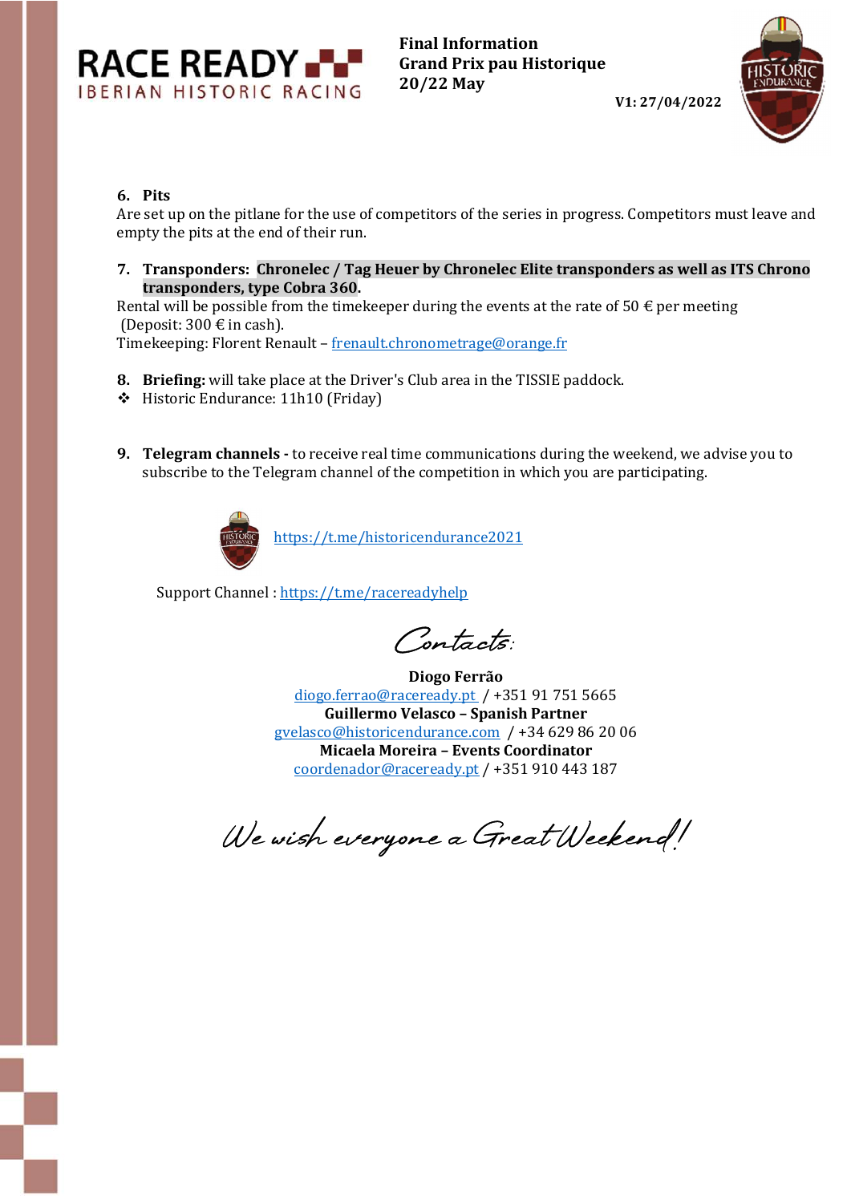**Final Information**
**Grand Prix pau Historique**
**20/22 May**

**V1: 27/04/2022**

6. **Pits**

Are set up on the pitlane for the use of competitors of the series in progress. Competitors must leave and empty the pits at the end of their run.

7. **Transponders: Chronelec / Tag Heuer by Chronelec Elite transponders as well as ITS Chrono transponders, type Cobra 360.**

Rental will be possible from the timekeeper during the events at the rate of 50 € per meeting (Deposit: 300 € in cash).
Timekeeping: Florent Renault – frenault.chronometrage@orange.fr

8. **Briefing:** will take place at the Driver's Club area in the TISSIE paddock.

❖ Historic Endurance: 11h10 (Friday)

9. **Telegram channels -** to receive real time communications during the weekend, we advise you to subscribe to the Telegram channel of the competition in which you are participating.

https://t.me/historicendurance2021

Support Channel : https://t.me/racereadyhelp

*Contacts:*

**Diogo Ferrão**
diogo.ferrao@raceready.pt / +351 91 751 5665
**Guillermo Velasco – Spanish Partner**
gvelasco@historicendurance.com / +34 629 86 20 06
**Micaela Moreira – Events Coordinator**
coordenador@raceready.pt / +351 910 443 187

*We wish everyone a Great Weekend!*